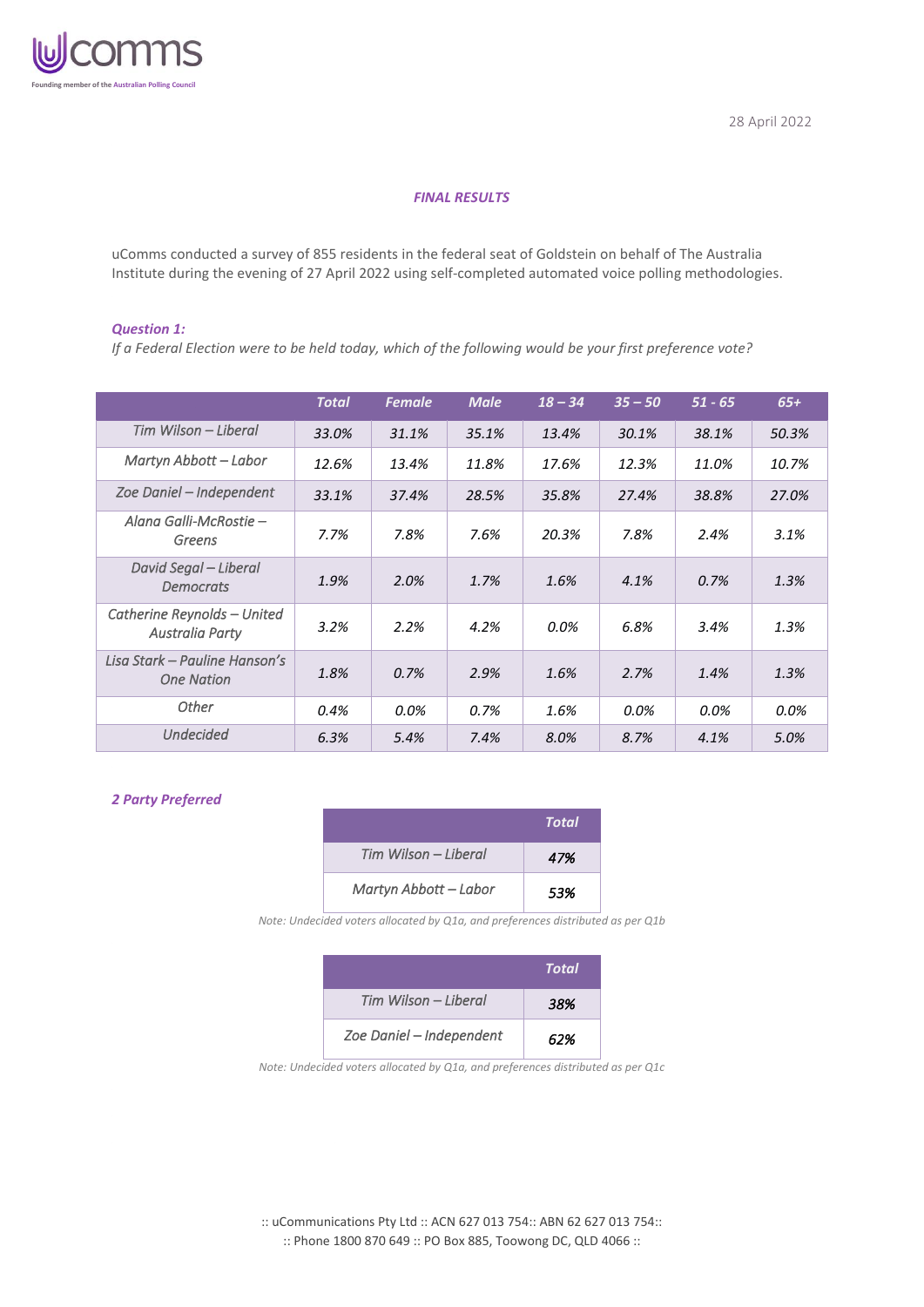uComms

Founding member of the Australian Polling Council

28 April 2022

***FINAL RESULTS***

uComms conducted a survey of 855 residents in the federal seat of Goldstein on behalf of The Australia Institute during the evening of 27 April 2022 using self-completed automated voice polling methodologies.

***Question 1:***

*If a Federal Election were to be held today, which of the following would be your first preference vote?*

| | Total | Female | Male | 18 – 34 | 35 – 50 | 51 - 65 | 65+ |
|---|---|---|---|---|---|---|---|
| Tim Wilson – Liberal | 33.0% | 31.1% | 35.1% | 13.4% | 30.1% | 38.1% | 50.3% |
| Martyn Abbott – Labor | 12.6% | 13.4% | 11.8% | 17.6% | 12.3% | 11.0% | 10.7% |
| Zoe Daniel – Independent | 33.1% | 37.4% | 28.5% | 35.8% | 27.4% | 38.8% | 27.0% |
| Alana Galli-McRostie – Greens | 7.7% | 7.8% | 7.6% | 20.3% | 7.8% | 2.4% | 3.1% |
| David Segal – Liberal Democrats | 1.9% | 2.0% | 1.7% | 1.6% | 4.1% | 0.7% | 1.3% |
| Catherine Reynolds – United Australia Party | 3.2% | 2.2% | 4.2% | 0.0% | 6.8% | 3.4% | 1.3% |
| Lisa Stark – Pauline Hanson's One Nation | 1.8% | 0.7% | 2.9% | 1.6% | 2.7% | 1.4% | 1.3% |
| Other | 0.4% | 0.0% | 0.7% | 1.6% | 0.0% | 0.0% | 0.0% |
| Undecided | 6.3% | 5.4% | 7.4% | 8.0% | 8.7% | 4.1% | 5.0% |

***2 Party Preferred***

| | Total |
|---|---|
| Tim Wilson – Liberal | 47% |
| Martyn Abbott – Labor | 53% |

*Note: Undecided voters allocated by Q1a, and preferences distributed as per Q1b*

| | Total |
|---|---|
| Tim Wilson – Liberal | 38% |
| Zoe Daniel – Independent | 62% |

*Note: Undecided voters allocated by Q1a, and preferences distributed as per Q1c*

:: uCommunications Pty Ltd :: ACN 627 013 754:: ABN 62 627 013 754::
:: Phone 1800 870 649 :: PO Box 885, Toowong DC, QLD 4066 ::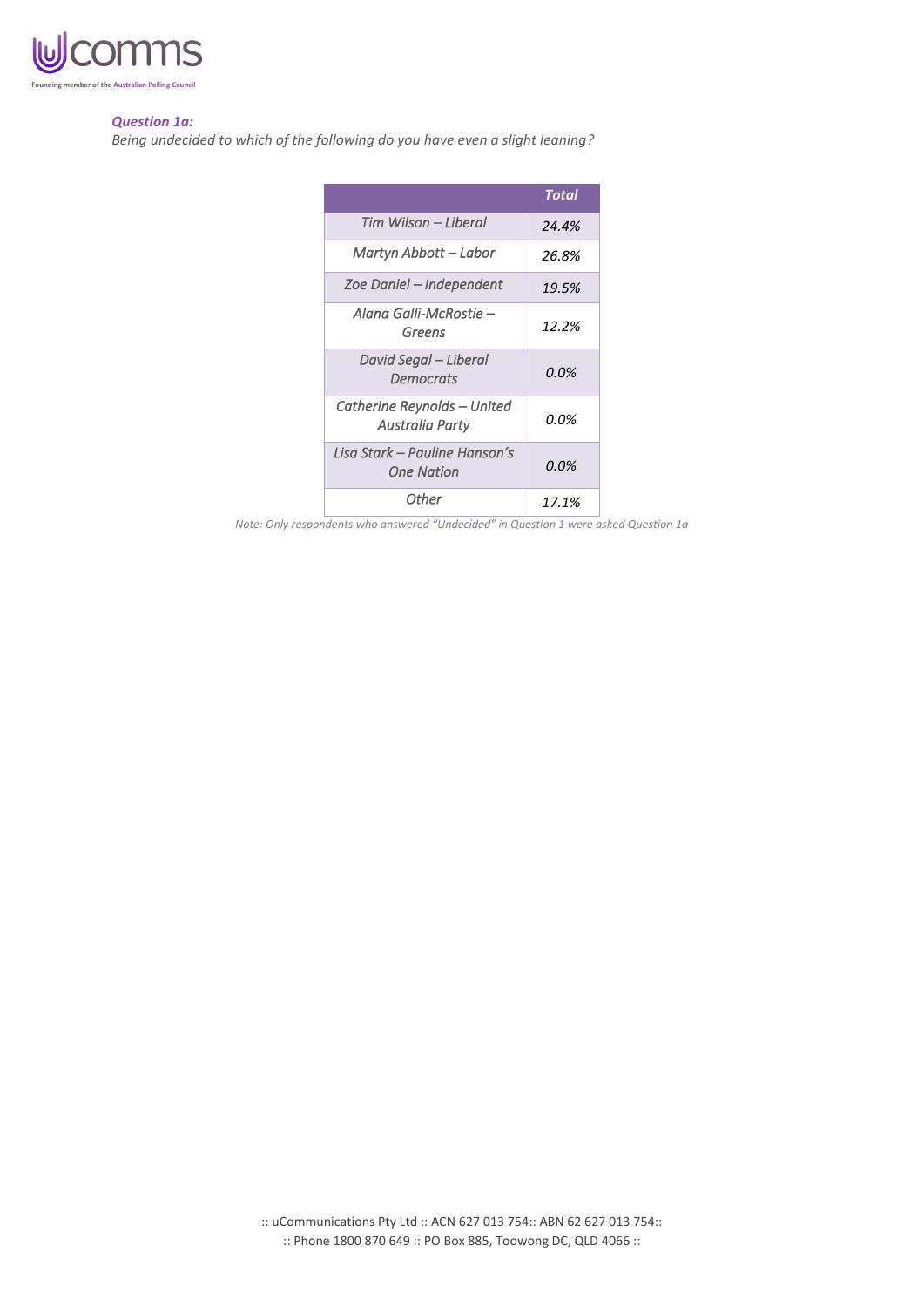***Question 1a:***

*Being undecided to which of the following do you have even a slight leaning?*

| | *Total* |
|---|---|
| *Tim Wilson – Liberal* | *24.4%* |
| *Martyn Abbott – Labor* | *26.8%* |
| *Zoe Daniel – Independent* | *19.5%* |
| *Alana Galli-McRostie – Greens* | *12.2%* |
| *David Segal – Liberal Democrats* | *0.0%* |
| *Catherine Reynolds – United Australia Party* | *0.0%* |
| *Lisa Stark – Pauline Hanson's One Nation* | *0.0%* |
| *Other* | *17.1%* |

*Note: Only respondents who answered "Undecided" in Question 1 were asked Question 1a*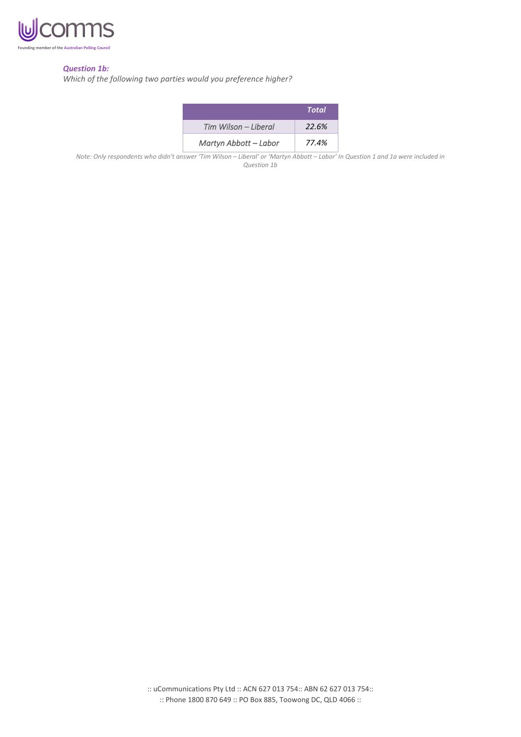***Question 1b:***

*Which of the following two parties would you preference higher?*

| | *Total* |
|---|---|
| *Tim Wilson – Liberal* | *22.6%* |
| *Martyn Abbott – Labor* | *77.4%* |

*Note: Only respondents who didn't answer 'Tim Wilson – Liberal' or 'Martyn Abbott – Labor' In Question 1 and 1a were included in Question 1b*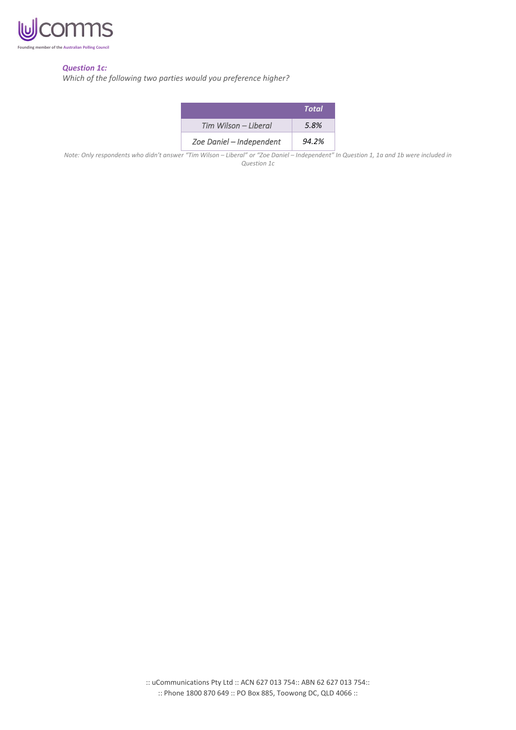***Question 1c:***

*Which of the following two parties would you preference higher?*

| | *Total* |
|---|---|
| *Tim Wilson – Liberal* | *5.8%* |
| *Zoe Daniel – Independent* | *94.2%* |

*Note: Only respondents who didn't answer "Tim Wilson – Liberal" or "Zoe Daniel – Independent" In Question 1, 1a and 1b were included in Question 1c*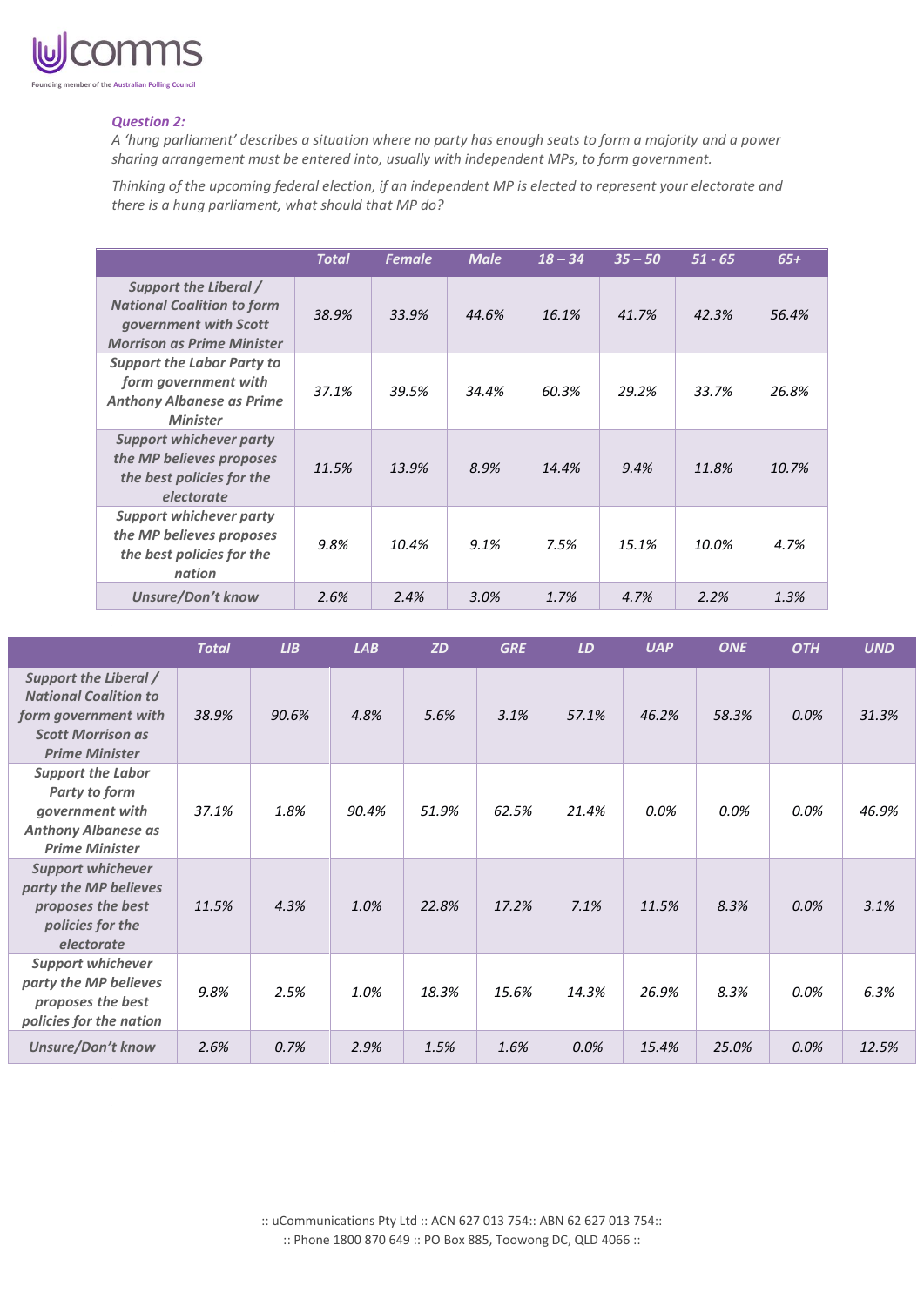*Question 2:*

*A 'hung parliament' describes a situation where no party has enough seats to form a majority and a power sharing arrangement must be entered into, usually with independent MPs, to form government.*

*Thinking of the upcoming federal election, if an independent MP is elected to represent your electorate and there is a hung parliament, what should that MP do?*

| | Total | Female | Male | 18 – 34 | 35 – 50 | 51 - 65 | 65+ |
|---|---|---|---|---|---|---|---|
| Support the Liberal / National Coalition to form government with Scott Morrison as Prime Minister | 38.9% | 33.9% | 44.6% | 16.1% | 41.7% | 42.3% | 56.4% |
| Support the Labor Party to form government with Anthony Albanese as Prime Minister | 37.1% | 39.5% | 34.4% | 60.3% | 29.2% | 33.7% | 26.8% |
| Support whichever party the MP believes proposes the best policies for the electorate | 11.5% | 13.9% | 8.9% | 14.4% | 9.4% | 11.8% | 10.7% |
| Support whichever party the MP believes proposes the best policies for the nation | 9.8% | 10.4% | 9.1% | 7.5% | 15.1% | 10.0% | 4.7% |
| Unsure/Don't know | 2.6% | 2.4% | 3.0% | 1.7% | 4.7% | 2.2% | 1.3% |

| | Total | LIB | LAB | ZD | GRE | LD | UAP | ONE | OTH | UND |
|---|---|---|---|---|---|---|---|---|---|---|
| Support the Liberal / National Coalition to form government with Scott Morrison as Prime Minister | 38.9% | 90.6% | 4.8% | 5.6% | 3.1% | 57.1% | 46.2% | 58.3% | 0.0% | 31.3% |
| Support the Labor Party to form government with Anthony Albanese as Prime Minister | 37.1% | 1.8% | 90.4% | 51.9% | 62.5% | 21.4% | 0.0% | 0.0% | 0.0% | 46.9% |
| Support whichever party the MP believes proposes the best policies for the electorate | 11.5% | 4.3% | 1.0% | 22.8% | 17.2% | 7.1% | 11.5% | 8.3% | 0.0% | 3.1% |
| Support whichever party the MP believes proposes the best policies for the nation | 9.8% | 2.5% | 1.0% | 18.3% | 15.6% | 14.3% | 26.9% | 8.3% | 0.0% | 6.3% |
| Unsure/Don't know | 2.6% | 0.7% | 2.9% | 1.5% | 1.6% | 0.0% | 15.4% | 25.0% | 0.0% | 12.5% |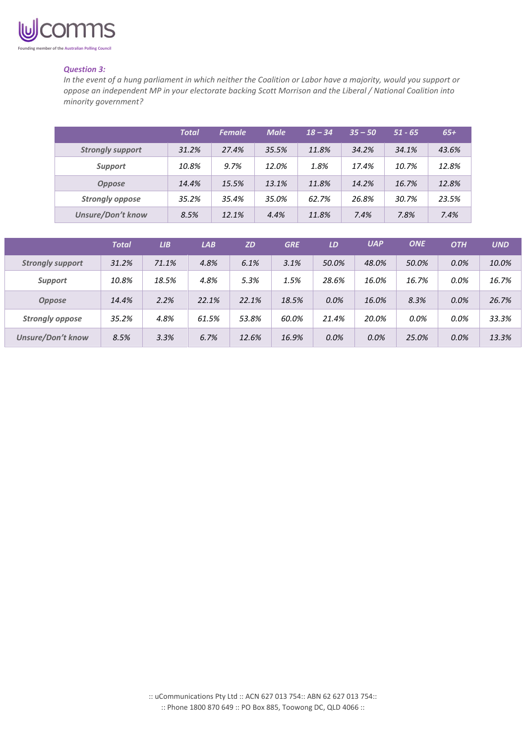### *Question 3:*

*In the event of a hung parliament in which neither the Coalition or Labor have a majority, would you support or oppose an independent MP in your electorate backing Scott Morrison and the Liberal / National Coalition into minority government?*

| | Total | Female | Male | 18 – 34 | 35 – 50 | 51 - 65 | 65+ |
|---|---|---|---|---|---|---|---|
| Strongly support | 31.2% | 27.4% | 35.5% | 11.8% | 34.2% | 34.1% | 43.6% |
| Support | 10.8% | 9.7% | 12.0% | 1.8% | 17.4% | 10.7% | 12.8% |
| Oppose | 14.4% | 15.5% | 13.1% | 11.8% | 14.2% | 16.7% | 12.8% |
| Strongly oppose | 35.2% | 35.4% | 35.0% | 62.7% | 26.8% | 30.7% | 23.5% |
| Unsure/Don't know | 8.5% | 12.1% | 4.4% | 11.8% | 7.4% | 7.8% | 7.4% |

| | Total | LIB | LAB | ZD | GRE | LD | UAP | ONE | OTH | UND |
|---|---|---|---|---|---|---|---|---|---|---|
| Strongly support | 31.2% | 71.1% | 4.8% | 6.1% | 3.1% | 50.0% | 48.0% | 50.0% | 0.0% | 10.0% |
| Support | 10.8% | 18.5% | 4.8% | 5.3% | 1.5% | 28.6% | 16.0% | 16.7% | 0.0% | 16.7% |
| Oppose | 14.4% | 2.2% | 22.1% | 22.1% | 18.5% | 0.0% | 16.0% | 8.3% | 0.0% | 26.7% |
| Strongly oppose | 35.2% | 4.8% | 61.5% | 53.8% | 60.0% | 21.4% | 20.0% | 0.0% | 0.0% | 33.3% |
| Unsure/Don't know | 8.5% | 3.3% | 6.7% | 12.6% | 16.9% | 0.0% | 0.0% | 25.0% | 0.0% | 13.3% |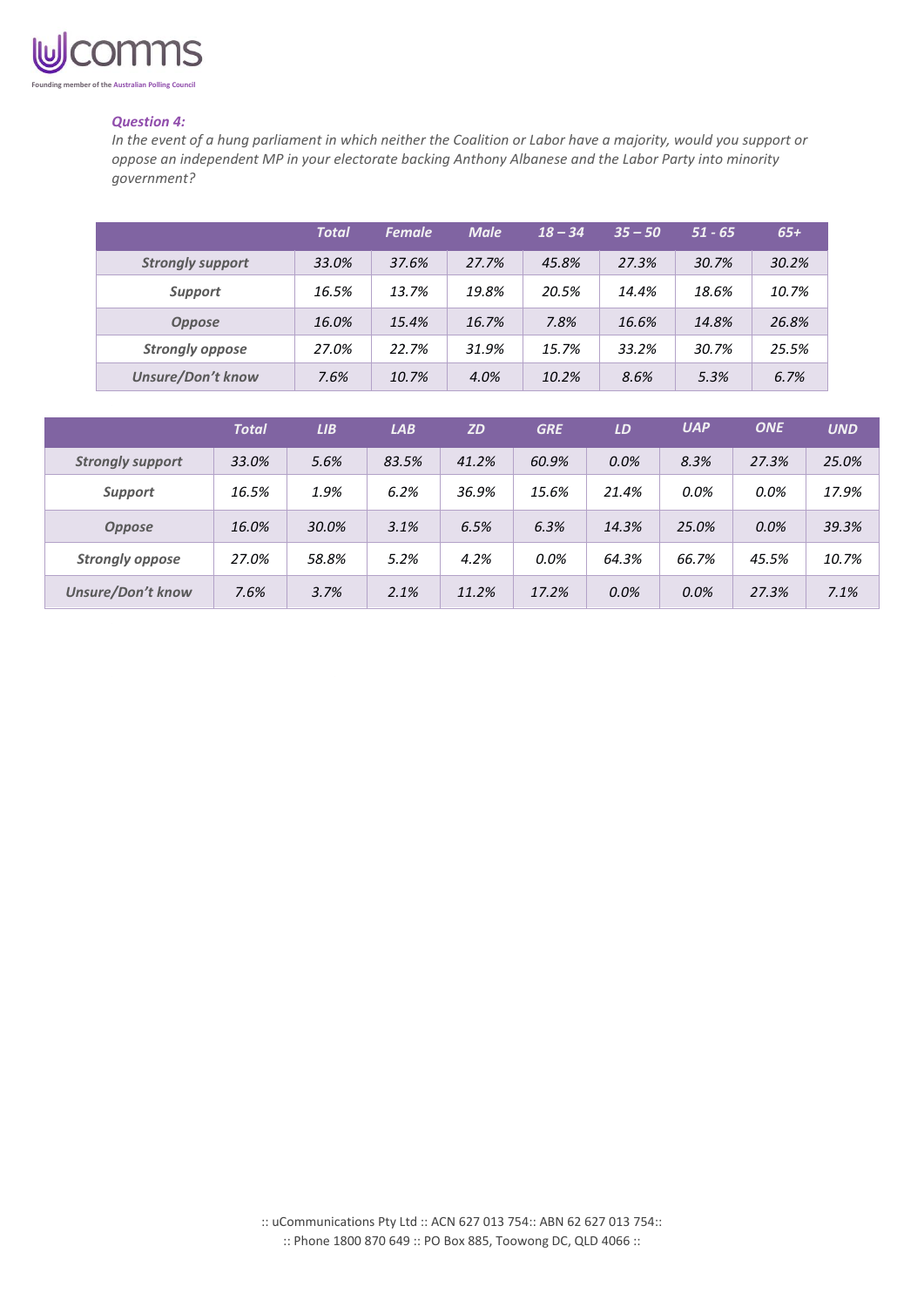***Question 4:***

*In the event of a hung parliament in which neither the Coalition or Labor have a majority, would you support or oppose an independent MP in your electorate backing Anthony Albanese and the Labor Party into minority government?*

| | Total | Female | Male | 18 – 34 | 35 – 50 | 51 - 65 | 65+ |
|---|---|---|---|---|---|---|---|
| Strongly support | 33.0% | 37.6% | 27.7% | 45.8% | 27.3% | 30.7% | 30.2% |
| Support | 16.5% | 13.7% | 19.8% | 20.5% | 14.4% | 18.6% | 10.7% |
| Oppose | 16.0% | 15.4% | 16.7% | 7.8% | 16.6% | 14.8% | 26.8% |
| Strongly oppose | 27.0% | 22.7% | 31.9% | 15.7% | 33.2% | 30.7% | 25.5% |
| Unsure/Don't know | 7.6% | 10.7% | 4.0% | 10.2% | 8.6% | 5.3% | 6.7% |

| | Total | LIB | LAB | ZD | GRE | LD | UAP | ONE | UND |
|---|---|---|---|---|---|---|---|---|---|
| Strongly support | 33.0% | 5.6% | 83.5% | 41.2% | 60.9% | 0.0% | 8.3% | 27.3% | 25.0% |
| Support | 16.5% | 1.9% | 6.2% | 36.9% | 15.6% | 21.4% | 0.0% | 0.0% | 17.9% |
| Oppose | 16.0% | 30.0% | 3.1% | 6.5% | 6.3% | 14.3% | 25.0% | 0.0% | 39.3% |
| Strongly oppose | 27.0% | 58.8% | 5.2% | 4.2% | 0.0% | 64.3% | 66.7% | 45.5% | 10.7% |
| Unsure/Don't know | 7.6% | 3.7% | 2.1% | 11.2% | 17.2% | 0.0% | 0.0% | 27.3% | 7.1% |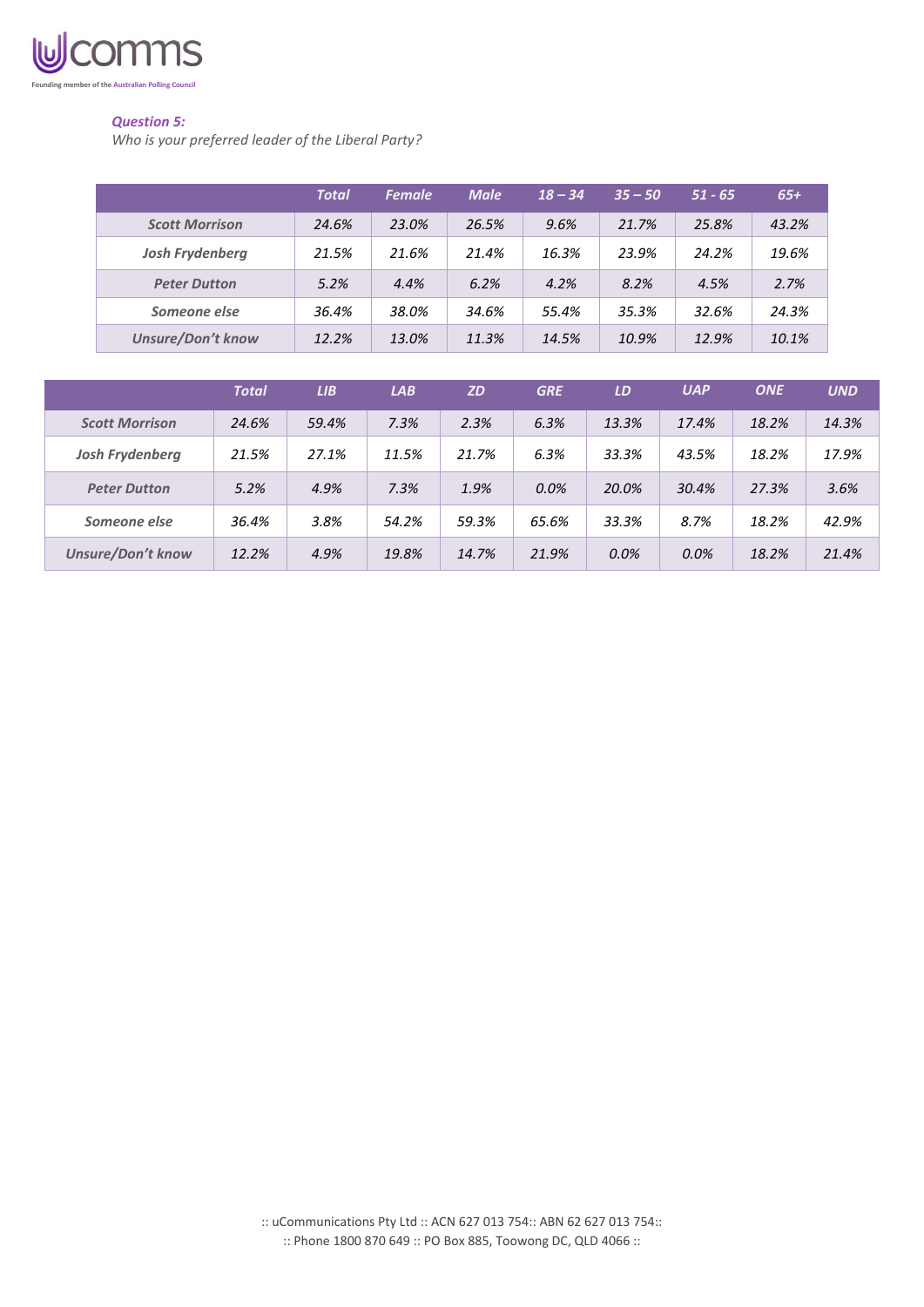***Question 5:***

*Who is your preferred leader of the Liberal Party?*

| | *Total* | *Female* | *Male* | *18 – 34* | *35 – 50* | *51 - 65* | *65+* |
|---|---|---|---|---|---|---|---|
| ***Scott Morrison*** | *24.6%* | *23.0%* | *26.5%* | *9.6%* | *21.7%* | *25.8%* | *43.2%* |
| ***Josh Frydenberg*** | *21.5%* | *21.6%* | *21.4%* | *16.3%* | *23.9%* | *24.2%* | *19.6%* |
| ***Peter Dutton*** | *5.2%* | *4.4%* | *6.2%* | *4.2%* | *8.2%* | *4.5%* | *2.7%* |
| ***Someone else*** | *36.4%* | *38.0%* | *34.6%* | *55.4%* | *35.3%* | *32.6%* | *24.3%* |
| ***Unsure/Don't know*** | *12.2%* | *13.0%* | *11.3%* | *14.5%* | *10.9%* | *12.9%* | *10.1%* |

| | *Total* | *LIB* | *LAB* | *ZD* | *GRE* | *LD* | *UAP* | *ONE* | *UND* |
|---|---|---|---|---|---|---|---|---|---|
| ***Scott Morrison*** | *24.6%* | *59.4%* | *7.3%* | *2.3%* | *6.3%* | *13.3%* | *17.4%* | *18.2%* | *14.3%* |
| ***Josh Frydenberg*** | *21.5%* | *27.1%* | *11.5%* | *21.7%* | *6.3%* | *33.3%* | *43.5%* | *18.2%* | *17.9%* |
| ***Peter Dutton*** | *5.2%* | *4.9%* | *7.3%* | *1.9%* | *0.0%* | *20.0%* | *30.4%* | *27.3%* | *3.6%* |
| ***Someone else*** | *36.4%* | *3.8%* | *54.2%* | *59.3%* | *65.6%* | *33.3%* | *8.7%* | *18.2%* | *42.9%* |
| ***Unsure/Don't know*** | *12.2%* | *4.9%* | *19.8%* | *14.7%* | *21.9%* | *0.0%* | *0.0%* | *18.2%* | *21.4%* |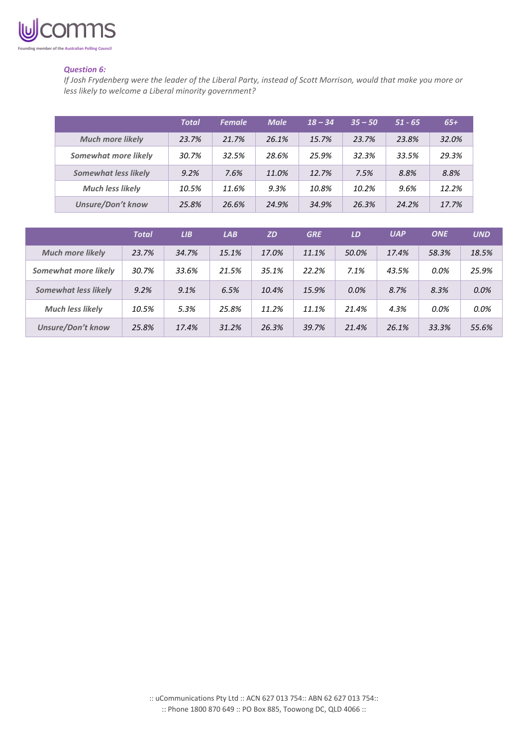### *Question 6:*

*If Josh Frydenberg were the leader of the Liberal Party, instead of Scott Morrison, would that make you more or less likely to welcome a Liberal minority government?*

| | Total | Female | Male | 18 – 34 | 35 – 50 | 51 - 65 | 65+ |
|---|---|---|---|---|---|---|---|
| Much more likely | 23.7% | 21.7% | 26.1% | 15.7% | 23.7% | 23.8% | 32.0% |
| Somewhat more likely | 30.7% | 32.5% | 28.6% | 25.9% | 32.3% | 33.5% | 29.3% |
| Somewhat less likely | 9.2% | 7.6% | 11.0% | 12.7% | 7.5% | 8.8% | 8.8% |
| Much less likely | 10.5% | 11.6% | 9.3% | 10.8% | 10.2% | 9.6% | 12.2% |
| Unsure/Don't know | 25.8% | 26.6% | 24.9% | 34.9% | 26.3% | 24.2% | 17.7% |

| | Total | LIB | LAB | ZD | GRE | LD | UAP | ONE | UND |
|---|---|---|---|---|---|---|---|---|---|
| Much more likely | 23.7% | 34.7% | 15.1% | 17.0% | 11.1% | 50.0% | 17.4% | 58.3% | 18.5% |
| Somewhat more likely | 30.7% | 33.6% | 21.5% | 35.1% | 22.2% | 7.1% | 43.5% | 0.0% | 25.9% |
| Somewhat less likely | 9.2% | 9.1% | 6.5% | 10.4% | 15.9% | 0.0% | 8.7% | 8.3% | 0.0% |
| Much less likely | 10.5% | 5.3% | 25.8% | 11.2% | 11.1% | 21.4% | 4.3% | 0.0% | 0.0% |
| Unsure/Don't know | 25.8% | 17.4% | 31.2% | 26.3% | 39.7% | 21.4% | 26.1% | 33.3% | 55.6% |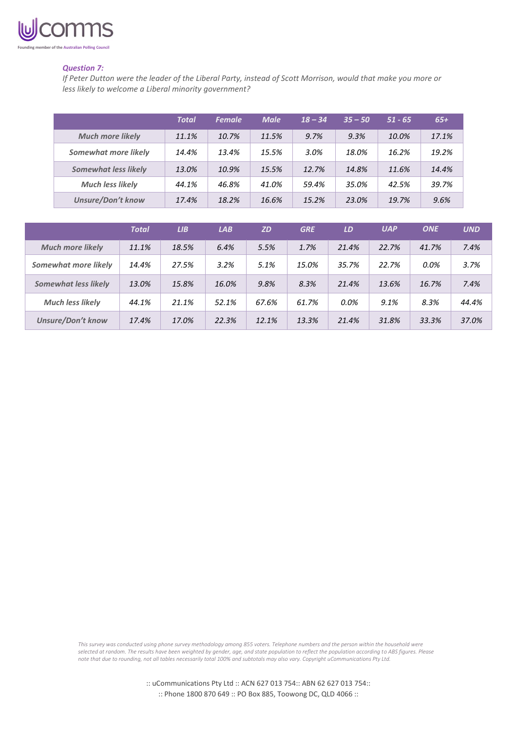***Question 7:***

*If Peter Dutton were the leader of the Liberal Party, instead of Scott Morrison, would that make you more or less likely to welcome a Liberal minority government?*

| | Total | Female | Male | 18 – 34 | 35 – 50 | 51 - 65 | 65+ |
|---|---|---|---|---|---|---|---|
| Much more likely | 11.1% | 10.7% | 11.5% | 9.7% | 9.3% | 10.0% | 17.1% |
| Somewhat more likely | 14.4% | 13.4% | 15.5% | 3.0% | 18.0% | 16.2% | 19.2% |
| Somewhat less likely | 13.0% | 10.9% | 15.5% | 12.7% | 14.8% | 11.6% | 14.4% |
| Much less likely | 44.1% | 46.8% | 41.0% | 59.4% | 35.0% | 42.5% | 39.7% |
| Unsure/Don't know | 17.4% | 18.2% | 16.6% | 15.2% | 23.0% | 19.7% | 9.6% |

| | Total | LIB | LAB | ZD | GRE | LD | UAP | ONE | UND |
|---|---|---|---|---|---|---|---|---|---|
| Much more likely | 11.1% | 18.5% | 6.4% | 5.5% | 1.7% | 21.4% | 22.7% | 41.7% | 7.4% |
| Somewhat more likely | 14.4% | 27.5% | 3.2% | 5.1% | 15.0% | 35.7% | 22.7% | 0.0% | 3.7% |
| Somewhat less likely | 13.0% | 15.8% | 16.0% | 9.8% | 8.3% | 21.4% | 13.6% | 16.7% | 7.4% |
| Much less likely | 44.1% | 21.1% | 52.1% | 67.6% | 61.7% | 0.0% | 9.1% | 8.3% | 44.4% |
| Unsure/Don't know | 17.4% | 17.0% | 22.3% | 12.1% | 13.3% | 21.4% | 31.8% | 33.3% | 37.0% |

*This survey was conducted using phone survey methodology among 855 voters. Telephone numbers and the person within the household were selected at random. The results have been weighted by gender, age, and state population to reflect the population according to ABS figures. Please note that due to rounding, not all tables necessarily total 100% and subtotals may also vary. Copyright uCommunications Pty Ltd.*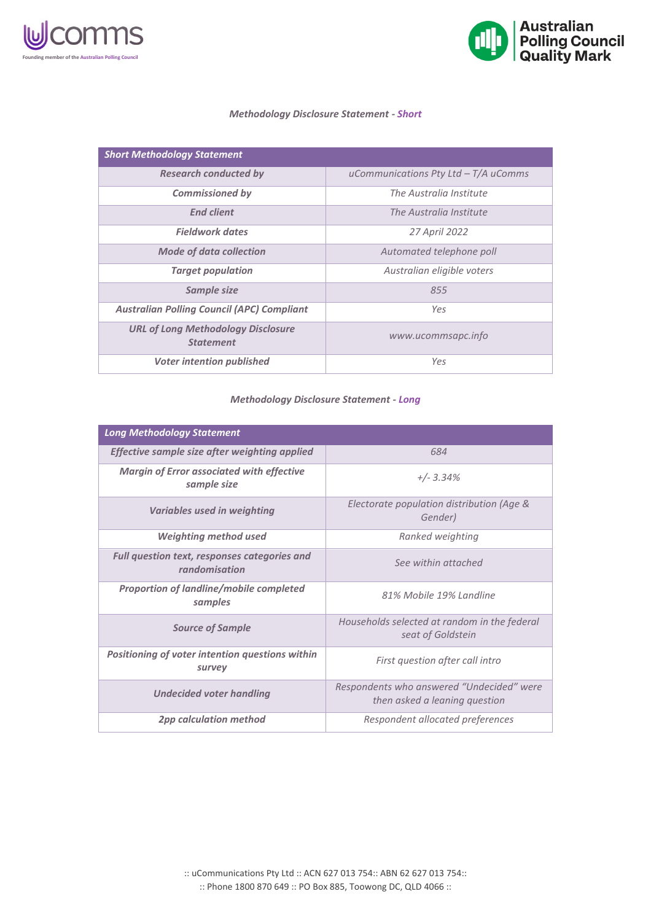*Methodology Disclosure Statement - Short*

| *Short Methodology Statement* | |
|---|---|
| ***Research conducted by*** | *uCommunications Pty Ltd – T/A uComms* |
| ***Commissioned by*** | *The Australia Institute* |
| ***End client*** | *The Australia Institute* |
| ***Fieldwork dates*** | *27 April 2022* |
| ***Mode of data collection*** | *Automated telephone poll* |
| ***Target population*** | *Australian eligible voters* |
| ***Sample size*** | *855* |
| ***Australian Polling Council (APC) Compliant*** | *Yes* |
| ***URL of Long Methodology Disclosure Statement*** | *www.ucommsapc.info* |
| ***Voter intention published*** | *Yes* |

*Methodology Disclosure Statement - Long*

| *Long Methodology Statement* | |
|---|---|
| ***Effective sample size after weighting applied*** | *684* |
| ***Margin of Error associated with effective sample size*** | *+/- 3.34%* |
| ***Variables used in weighting*** | *Electorate population distribution (Age & Gender)* |
| ***Weighting method used*** | *Ranked weighting* |
| ***Full question text, responses categories and randomisation*** | *See within attached* |
| ***Proportion of landline/mobile completed samples*** | *81% Mobile 19% Landline* |
| ***Source of Sample*** | *Households selected at random in the federal seat of Goldstein* |
| ***Positioning of voter intention questions within survey*** | *First question after call intro* |
| ***Undecided voter handling*** | *Respondents who answered "Undecided" were then asked a leaning question* |
| ***2pp calculation method*** | *Respondent allocated preferences* |

:: uCommunications Pty Ltd :: ACN 627 013 754:: ABN 62 627 013 754::
:: Phone 1800 870 649 :: PO Box 885, Toowong DC, QLD 4066 ::